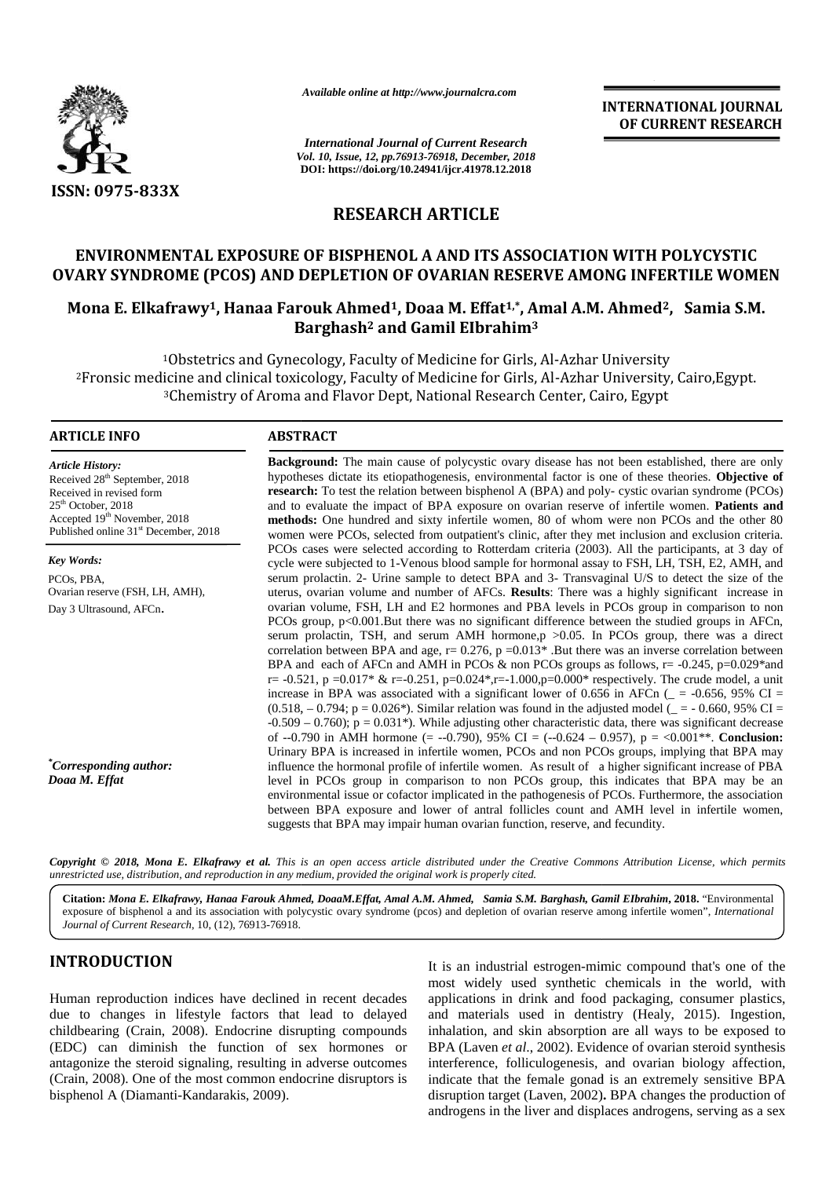ISSN: 0975-833X

*Available online at http://www.journalcra.com*

*International Journal of Current Research*
*Vol. 10, Issue, 12, pp.76913-76918, December, 2018*
**DOI: https://doi.org/10.24941/ijcr.41978.12.2018**

**INTERNATIONAL JOURNAL OF CURRENT RESEARCH**

# RESEARCH ARTICLE

# ENVIRONMENTAL EXPOSURE OF BISPHENOL A AND ITS ASSOCIATION WITH POLYCYSTIC OVARY SYNDROME (PCOS) AND DEPLETION OF OVARIAN RESERVE AMONG INFERTILE WOMEN

**Mona E. Elkafrawy[1], Hanaa Farouk Ahmed[1], Doaa M. Effat[1,*], Amal A.M. Ahmed[2], Samia S.M. Barghash[2] and Gamil EIbrahim[3]**

[1]Obstetrics and Gynecology, Faculty of Medicine for Girls, Al-Azhar University
[2]Fronsic medicine and clinical toxicology, Faculty of Medicine for Girls, Al-Azhar University, Cairo,Egypt.
[3]Chemistry of Aroma and Flavor Dept, National Research Center, Cairo, Egypt

## ARTICLE INFO

*Article History:*
Received 28th September, 2018
Received in revised form
25th October, 2018
Accepted 19th November, 2018
Published online 31st December, 2018

*Key Words:*
PCOs, PBA,
Ovarian reserve (FSH, LH, AMH),
Day 3 Ultrasound, AFCn.

*Corresponding author:*
*Doaa M. Effat*

## ABSTRACT

**Background:** The main cause of polycystic ovary disease has not been established, there are only hypotheses dictate its etiopathogenesis, environmental factor is one of these theories. **Objective of research:** To test the relation between bisphenol A (BPA) and poly- cystic ovarian syndrome (PCOs) and to evaluate the impact of BPA exposure on ovarian reserve of infertile women. **Patients and methods:** One hundred and sixty infertile women, 80 of whom were non PCOs and the other 80 women were PCOs, selected from outpatient's clinic, after they met inclusion and exclusion criteria. PCOs cases were selected according to Rotterdam criteria (2003). All the participants, at 3 day of cycle were subjected to 1-Venous blood sample for hormonal assay to FSH, LH, TSH, E2, AMH, and serum prolactin. 2- Urine sample to detect BPA and 3- Transvaginal U/S to detect the size of the uterus, ovarian volume and number of AFCs. **Results**: There was a highly significant increase in ovarian volume, FSH, LH and E2 hormones and PBA levels in PCOs group in comparison to non PCOs group, p<0.001.But there was no significant difference between the studied groups in AFCn, serum prolactin, TSH, and serum AMH hormone,p >0.05. In PCOs group, there was a direct correlation between BPA and age, r= 0.276, p =0.013* .But there was an inverse correlation between BPA and each of AFCn and AMH in PCOs & non PCOs groups as follows, r= -0.245, p=0.029*and r= -0.521, p =0.017* & r=-0.251, p=0.024*,r=-1.000,p=0.000* respectively. The crude model, a unit increase in BPA was associated with a significant lower of 0.656 in AFCn (_ = -0.656, 95% CI = (0.518, – 0.794; p = 0.026*). Similar relation was found in the adjusted model (_ = - 0.660, 95% CI = -0.509 – 0.760); p = 0.031*). While adjusting other characteristic data, there was significant decrease of --0.790 in AMH hormone (= --0.790), 95% CI = (--0.624 – 0.957), p = <0.001**. **Conclusion:** Urinary BPA is increased in infertile women, PCOs and non PCOs groups, implying that BPA may influence the hormonal profile of infertile women. As result of a higher significant increase of PBA level in PCOs group in comparison to non PCOs group, this indicates that BPA may be an environmental issue or cofactor implicated in the pathogenesis of PCOs. Furthermore, the association between BPA exposure and lower of antral follicles count and AMH level in infertile women, suggests that BPA may impair human ovarian function, reserve, and fecundity.

***Copyright © 2018, Mona E. Elkafrawy et al.*** *This is an open access article distributed under the Creative Commons Attribution License, which permits unrestricted use, distribution, and reproduction in any medium, provided the original work is properly cited.*

**Citation:** ***Mona E. Elkafrawy, Hanaa Farouk Ahmed, DoaaM.Effat, Amal A.M. Ahmed, Samia S.M. Barghash, Gamil EIbrahim*****, 2018.** "Environmental exposure of bisphenol a and its association with polycystic ovary syndrome (pcos) and depletion of ovarian reserve among infertile women", *International Journal of Current Research*, 10, (12), 76913-76918.

## INTRODUCTION

Human reproduction indices have declined in recent decades due to changes in lifestyle factors that lead to delayed childbearing (Crain, 2008). Endocrine disrupting compounds (EDC) can diminish the function of sex hormones or antagonize the steroid signaling, resulting in adverse outcomes (Crain, 2008). One of the most common endocrine disruptors is bisphenol A (Diamanti-Kandarakis, 2009).

It is an industrial estrogen-mimic compound that's one of the most widely used synthetic chemicals in the world, with applications in drink and food packaging, consumer plastics, and materials used in dentistry (Healy, 2015). Ingestion, inhalation, and skin absorption are all ways to be exposed to BPA (Laven *et al*., 2002). Evidence of ovarian steroid synthesis interference, folliculogenesis, and ovarian biology affection, indicate that the female gonad is an extremely sensitive BPA disruption target (Laven, 2002). BPA changes the production of androgens in the liver and displaces androgens, serving as a sex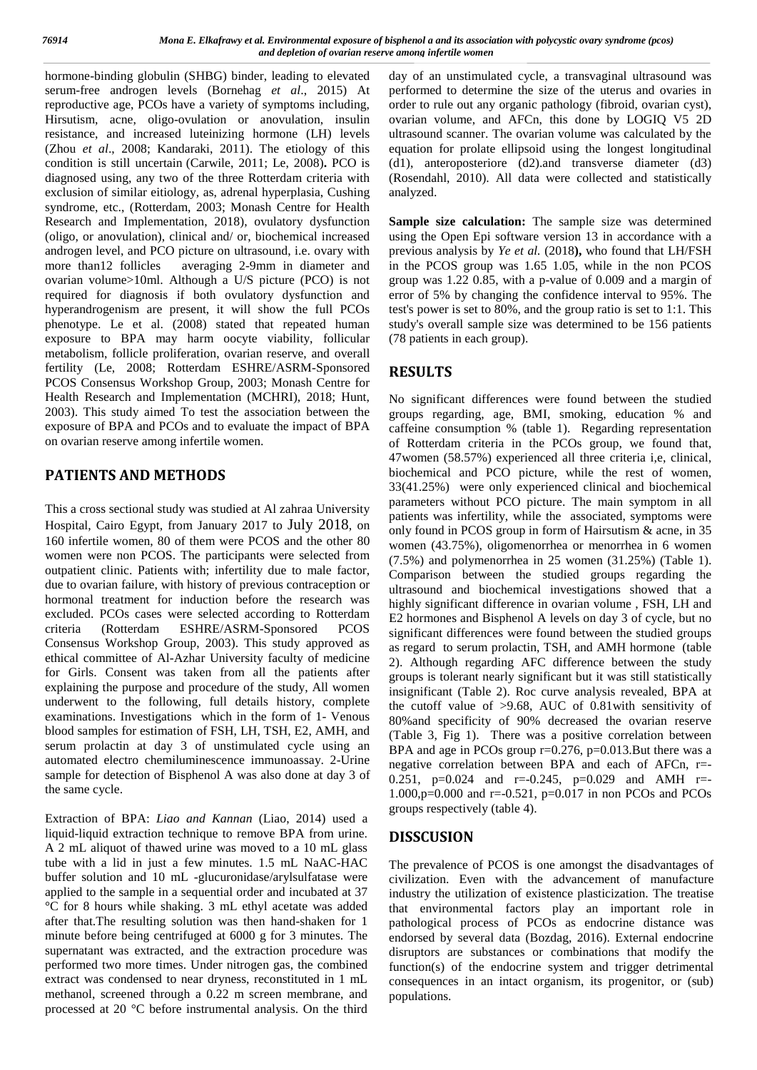hormone-binding globulin (SHBG) binder, leading to elevated serum-free androgen levels (Bornehag *et al*., 2015) At reproductive age, PCOs have a variety of symptoms including, Hirsutism, acne, oligo-ovulation or anovulation, insulin resistance, and increased luteinizing hormone (LH) levels (Zhou *et al*., 2008; Kandaraki, 2011). The etiology of this condition is still uncertain (Carwile, 2011; Le, 2008)**.** PCO is diagnosed using, any two of the three Rotterdam criteria with exclusion of similar eitiology, as, adrenal hyperplasia, Cushing syndrome, etc., (Rotterdam, 2003; Monash Centre for Health Research and Implementation, 2018), ovulatory dysfunction (oligo, or anovulation), clinical and/ or, biochemical increased androgen level, and PCO picture on ultrasound, i.e. ovary with more than12 follicles averaging 2-9mm in diameter and ovarian volume>10ml. Although a U/S picture (PCO) is not required for diagnosis if both ovulatory dysfunction and hyperandrogenism are present, it will show the full PCOs phenotype. Le et al. (2008) stated that repeated human exposure to BPA may harm oocyte viability, follicular metabolism, follicle proliferation, ovarian reserve, and overall fertility (Le, 2008; Rotterdam ESHRE/ASRM-Sponsored PCOS Consensus Workshop Group, 2003; Monash Centre for Health Research and Implementation (MCHRI), 2018; Hunt, 2003). This study aimed To test the association between the exposure of BPA and PCOs and to evaluate the impact of BPA on ovarian reserve among infertile women.

## PATIENTS AND METHODS

This a cross sectional study was studied at Al zahraa University Hospital, Cairo Egypt, from January 2017 to July 2018, on 160 infertile women, 80 of them were PCOS and the other 80 women were non PCOS. The participants were selected from outpatient clinic. Patients with; infertility due to male factor, due to ovarian failure, with history of previous contraception or hormonal treatment for induction before the research was excluded. PCOs cases were selected according to Rotterdam criteria (Rotterdam ESHRE/ASRM-Sponsored PCOS Consensus Workshop Group, 2003). This study approved as ethical committee of Al-Azhar University faculty of medicine for Girls. Consent was taken from all the patients after explaining the purpose and procedure of the study, All women underwent to the following, full details history, complete examinations. Investigations which in the form of 1- Venous blood samples for estimation of FSH, LH, TSH, E2, AMH, and serum prolactin at day 3 of unstimulated cycle using an automated electro chemiluminescence immunoassay. 2-Urine sample for detection of Bisphenol A was also done at day 3 of the same cycle.

Extraction of BPA: *Liao and Kannan* (Liao, 2014) used a liquid-liquid extraction technique to remove BPA from urine. A 2 mL aliquot of thawed urine was moved to a 10 mL glass tube with a lid in just a few minutes. 1.5 mL NaAC-HAC buffer solution and 10 mL -glucuronidase/arylsulfatase were applied to the sample in a sequential order and incubated at 37 °C for 8 hours while shaking. 3 mL ethyl acetate was added after that.The resulting solution was then hand-shaken for 1 minute before being centrifuged at 6000 g for 3 minutes. The supernatant was extracted, and the extraction procedure was performed two more times. Under nitrogen gas, the combined extract was condensed to near dryness, reconstituted in 1 mL methanol, screened through a 0.22 m screen membrane, and processed at 20 °C before instrumental analysis. On the third day of an unstimulated cycle, a transvaginal ultrasound was performed to determine the size of the uterus and ovaries in order to rule out any organic pathology (fibroid, ovarian cyst), ovarian volume, and AFCn, this done by LOGIQ V5 2D ultrasound scanner. The ovarian volume was calculated by the equation for prolate ellipsoid using the longest longitudinal (d1), anteroposteriore (d2).and transverse diameter (d3) (Rosendahl, 2010). All data were collected and statistically analyzed.

**Sample size calculation:** The sample size was determined using the Open Epi software version 13 in accordance with a previous analysis by *Ye et al.* (2018**),** who found that LH/FSH in the PCOS group was 1.65 1.05, while in the non PCOS group was 1.22 0.85, with a p-value of 0.009 and a margin of error of 5% by changing the confidence interval to 95%. The test's power is set to 80%, and the group ratio is set to 1:1. This study's overall sample size was determined to be 156 patients (78 patients in each group).

## RESULTS

No significant differences were found between the studied groups regarding, age, BMI, smoking, education % and caffeine consumption % (table 1). Regarding representation of Rotterdam criteria in the PCOs group, we found that, 47women (58.57%) experienced all three criteria i,e, clinical, biochemical and PCO picture, while the rest of women, 33(41.25%) were only experienced clinical and biochemical parameters without PCO picture. The main symptom in all patients was infertility, while the associated, symptoms were only found in PCOS group in form of Hairsutism & acne, in 35 women (43.75%), oligomenorrhea or menorrhea in 6 women (7.5%) and polymenorrhea in 25 women (31.25%) (Table 1). Comparison between the studied groups regarding the ultrasound and biochemical investigations showed that a highly significant difference in ovarian volume , FSH, LH and E2 hormones and Bisphenol A levels on day 3 of cycle, but no significant differences were found between the studied groups as regard to serum prolactin, TSH, and AMH hormone (table 2). Although regarding AFC difference between the study groups is tolerant nearly significant but it was still statistically insignificant (Table 2). Roc curve analysis revealed, BPA at the cutoff value of >9.68, AUC of 0.81with sensitivity of 80%and specificity of 90% decreased the ovarian reserve (Table 3, Fig 1). There was a positive correlation between BPA and age in PCOs group r=0.276, p=0.013.But there was a negative correlation between BPA and each of AFCn, r=-0.251, p=0.024 and r=-0.245, p=0.029 and AMH r=-1.000,p=0.000 and r=-0.521, p=0.017 in non PCOs and PCOs groups respectively (table 4).

## DISSCUSION

The prevalence of PCOS is one amongst the disadvantages of civilization. Even with the advancement of manufacture industry the utilization of existence plasticization. The treatise that environmental factors play an important role in pathological process of PCOs as endocrine distance was endorsed by several data (Bozdag, 2016). External endocrine disruptors are substances or combinations that modify the function(s) of the endocrine system and trigger detrimental consequences in an intact organism, its progenitor, or (sub) populations.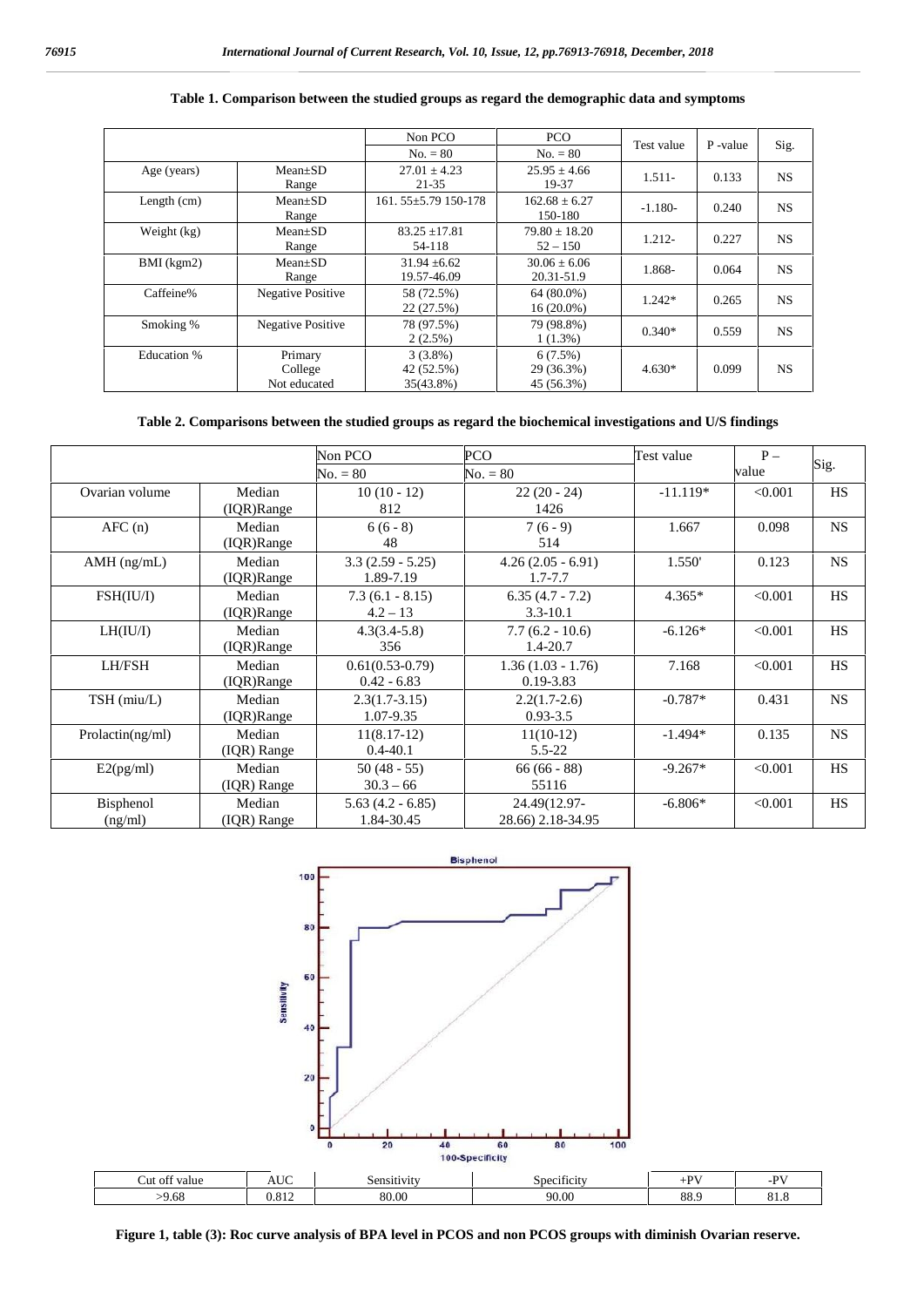**Table 1. Comparison between the studied groups as regard the demographic data and symptoms**

| | | Non PCO | PCO | Test value | P -value | Sig. |
|---|---|---|---|---|---|---|
| | | No. = 80 | No. = 80 | | | |
| Age (years) | Mean±SD<br>Range | 27.01 ± 4.23<br>21-35 | 25.95 ± 4.66<br>19-37 | 1.511- | 0.133 | NS |
| Length (cm) | Mean±SD<br>Range | 161. 55±5.79 150-178 | 162.68 ± 6.27<br>150-180 | -1.180- | 0.240 | NS |
| Weight (kg) | Mean±SD<br>Range | 83.25 ±17.81<br>54-118 | 79.80 ± 18.20<br>52 – 150 | 1.212- | 0.227 | NS |
| BMI (kgm2) | Mean±SD<br>Range | 31.94 ±6.62<br>19.57-46.09 | 30.06 ± 6.06<br>20.31-51.9 | 1.868- | 0.064 | NS |
| Caffeine% | Negative Positive | 58 (72.5%)<br>22 (27.5%) | 64 (80.0%)<br>16 (20.0%) | 1.242* | 0.265 | NS |
| Smoking % | Negative Positive | 78 (97.5%)<br>2 (2.5%) | 79 (98.8%)<br>1 (1.3%) | 0.340* | 0.559 | NS |
| Education % | Primary<br>College<br>Not educated | 3 (3.8%)<br>42 (52.5%)<br>35(43.8%) | 6 (7.5%)<br>29 (36.3%)<br>45 (56.3%) | 4.630* | 0.099 | NS |

**Table 2. Comparisons between the studied groups as regard the biochemical investigations and U/S findings**

| | | Non PCO | PCO | Test value | P – value | Sig. |
|---|---|---|---|---|---|---|
| | | No. = 80 | No. = 80 | | | |
| Ovarian volume | Median<br>(IQR)Range | 10 (10 - 12)<br>812 | 22 (20 - 24)<br>1426 | -11.119* | <0.001 | HS |
| AFC (n) | Median<br>(IQR)Range | 6 (6 - 8)<br>48 | 7 (6 - 9)<br>514 | 1.667 | 0.098 | NS |
| AMH (ng/mL) | Median<br>(IQR)Range | 3.3 (2.59 - 5.25)<br>1.89-7.19 | 4.26 (2.05 - 6.91)<br>1.7-7.7 | 1.550' | 0.123 | NS |
| FSH(IU/I) | Median<br>(IQR)Range | 7.3 (6.1 - 8.15)<br>4.2 – 13 | 6.35 (4.7 - 7.2)<br>3.3-10.1 | 4.365* | <0.001 | HS |
| LH(IU/I) | Median<br>(IQR)Range | 4.3(3.4-5.8)<br>356 | 7.7 (6.2 - 10.6)<br>1.4-20.7 | -6.126* | <0.001 | HS |
| LH/FSH | Median<br>(IQR)Range | 0.61(0.53-0.79)<br>0.42 - 6.83 | 1.36 (1.03 - 1.76)<br>0.19-3.83 | 7.168 | <0.001 | HS |
| TSH (miu/L) | Median<br>(IQR)Range | 2.3(1.7-3.15)<br>1.07-9.35 | 2.2(1.7-2.6)<br>0.93-3.5 | -0.787* | 0.431 | NS |
| Prolactin(ng/ml) | Median<br>(IQR) Range | 11(8.17-12)<br>0.4-40.1 | 11(10-12)<br>5.5-22 | -1.494* | 0.135 | NS |
| E2(pg/ml) | Median<br>(IQR) Range | 50 (48 - 55)<br>30.3 – 66 | 66 (66 - 88)<br>55116 | -9.267* | <0.001 | HS |
| Bisphenol (ng/ml) | Median<br>(IQR) Range | 5.63 (4.2 - 6.85)<br>1.84-30.45 | 24.49(12.97-28.66) 2.18-34.95 | -6.806* | <0.001 | HS |

| Cut off value | AUC | Sensitivity | Specificity | +PV | -PV |
|---|---|---|---|---|---|
| >9.68 | 0.812 | 80.00 | 90.00 | 88.9 | 81.8 |

**Figure 1, table (3): Roc curve analysis of BPA level in PCOS and non PCOS groups with diminish Ovarian reserve.**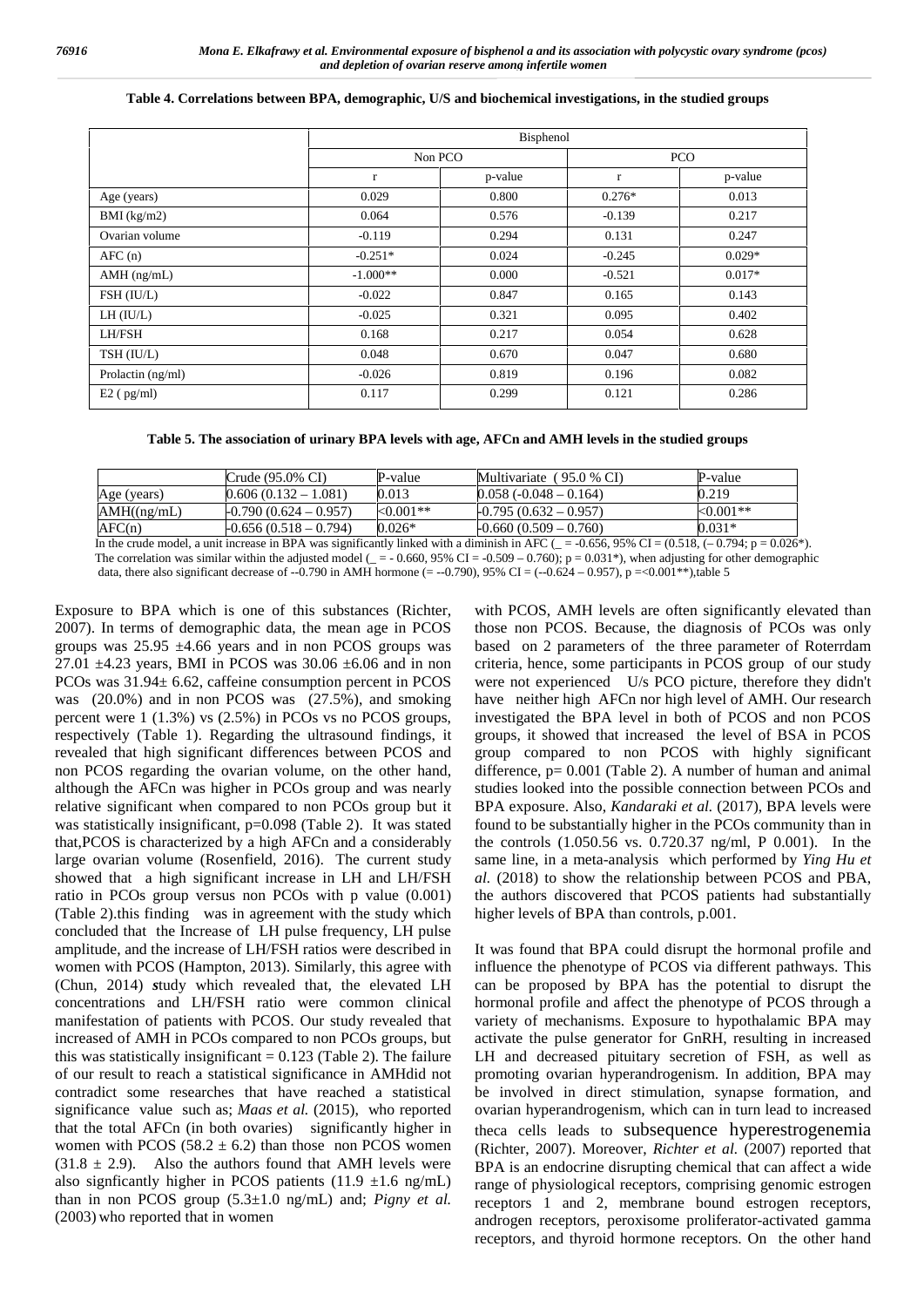**Table 4. Correlations between BPA, demographic, U/S and biochemical investigations, in the studied groups**

| | Bisphenol | | | |
|---|---|---|---|---|
| | Non PCO | | PCO | |
| | r | p-value | r | p-value |
| Age (years) | 0.029 | 0.800 | 0.276* | 0.013 |
| BMI (kg/m2) | 0.064 | 0.576 | -0.139 | 0.217 |
| Ovarian volume | -0.119 | 0.294 | 0.131 | 0.247 |
| AFC (n) | -0.251* | 0.024 | -0.245 | 0.029* |
| AMH (ng/mL) | -1.000** | 0.000 | -0.521 | 0.017* |
| FSH (IU/L) | -0.022 | 0.847 | 0.165 | 0.143 |
| LH (IU/L) | -0.025 | 0.321 | 0.095 | 0.402 |
| LH/FSH | 0.168 | 0.217 | 0.054 | 0.628 |
| TSH (IU/L) | 0.048 | 0.670 | 0.047 | 0.680 |
| Prolactin (ng/ml) | -0.026 | 0.819 | 0.196 | 0.082 |
| E2 ( pg/ml) | 0.117 | 0.299 | 0.121 | 0.286 |

**Table 5. The association of urinary BPA levels with age, AFCn and AMH levels in the studied groups**

| | Crude (95.0% CI) | P-value | Multivariate ( 95.0 % CI) | P-value |
|---|---|---|---|---|
| Age (years) | 0.606 (0.132 – 1.081) | 0.013 | 0.058 (-0.048 – 0.164) | 0.219 |
| AMH((ng/mL) | -0.790 (0.624 – 0.957) | <0.001** | -0.795 (0.632 – 0.957) | <0.001** |
| AFC(n) | -0.656 (0.518 – 0.794) | 0.026* | -0.660 (0.509 – 0.760) | 0.031* |

In the crude model, a unit increase in BPA was significantly linked with a diminish in AFC (_ = -0.656, 95% CI = (0.518, (– 0.794; p = 0.026*). The correlation was similar within the adjusted model (_ = - 0.660, 95% CI = -0.509 – 0.760); p = 0.031*), when adjusting for other demographic data, there also significant decrease of --0.790 in AMH hormone (= --0.790), 95% CI = (--0.624 – 0.957), p =<0.001**),table 5

Exposure to BPA which is one of this substances (Richter, 2007). In terms of demographic data, the mean age in PCOS groups was 25.95 ±4.66 years and in non PCOS groups was 27.01 ±4.23 years, BMI in PCOS was 30.06 ±6.06 and in non PCOs was 31.94± 6.62, caffeine consumption percent in PCOS was (20.0%) and in non PCOS was (27.5%), and smoking percent were 1 (1.3%) vs (2.5%) in PCOs vs no PCOS groups, respectively (Table 1). Regarding the ultrasound findings, it revealed that high significant differences between PCOS and non PCOS regarding the ovarian volume, on the other hand, although the AFCn was higher in PCOs group and was nearly relative significant when compared to non PCOs group but it was statistically insignificant, p=0.098 (Table 2). It was stated that,PCOS is characterized by a high AFCn and a considerably large ovarian volume (Rosenfield, 2016). The current study showed that a high significant increase in LH and LH/FSH ratio in PCOs group versus non PCOs with p value (0.001) (Table 2).this finding was in agreement with the study which concluded that the Increase of LH pulse frequency, LH pulse amplitude, and the increase of LH/FSH ratios were described in women with PCOS (Hampton, 2013). Similarly, this agree with (Chun, 2014) study which revealed that, the elevated LH concentrations and LH/FSH ratio were common clinical manifestation of patients with PCOS. Our study revealed that increased of AMH in PCOs compared to non PCOs groups, but this was statistically insignificant = 0.123 (Table 2). The failure of our result to reach a statistical significance in AMHdid not contradict some researches that have reached a statistical significance value such as; *Maas et al.* (2015), who reported that the total AFCn (in both ovaries) significantly higher in women with PCOS (58.2 ± 6.2) than those non PCOS women (31.8 ± 2.9). Also the authors found that AMH levels were also signficantly higher in PCOS patients (11.9 ±1.6 ng/mL) than in non PCOS group (5.3±1.0 ng/mL) and; *Pigny et al.* (2003) who reported that in women with PCOS, AMH levels are often significantly elevated than those non PCOS. Because, the diagnosis of PCOs was only based on 2 parameters of the three parameter of Roterrdam criteria, hence, some participants in PCOS group of our study were not experienced U/s PCO picture, therefore they didn't have neither high AFCn nor high level of AMH. Our research investigated the BPA level in both of PCOS and non PCOS groups, it showed that increased the level of BSA in PCOS group compared to non PCOS with highly significant difference, p= 0.001 (Table 2). A number of human and animal studies looked into the possible connection between PCOs and BPA exposure. Also, *Kandaraki et al.* (2017), BPA levels were found to be substantially higher in the PCOs community than in the controls (1.050.56 vs. 0.720.37 ng/ml, P 0.001). In the same line, in a meta-analysis which performed by *Ying Hu et al.* (2018) to show the relationship between PCOS and PBA, the authors discovered that PCOS patients had substantially higher levels of BPA than controls, p.001.

It was found that BPA could disrupt the hormonal profile and influence the phenotype of PCOS via different pathways. This can be proposed by BPA has the potential to disrupt the hormonal profile and affect the phenotype of PCOS through a variety of mechanisms. Exposure to hypothalamic BPA may activate the pulse generator for GnRH, resulting in increased LH and decreased pituitary secretion of FSH, as well as promoting ovarian hyperandrogenism. In addition, BPA may be involved in direct stimulation, synapse formation, and ovarian hyperandrogenism, which can in turn lead to increased theca cells leads to subsequence hyperestrogenemia (Richter, 2007). Moreover, *Richter et al.* (2007) reported that BPA is an endocrine disrupting chemical that can affect a wide range of physiological receptors, comprising genomic estrogen receptors 1 and 2, membrane bound estrogen receptors, androgen receptors, peroxisome proliferator-activated gamma receptors, and thyroid hormone receptors. On the other hand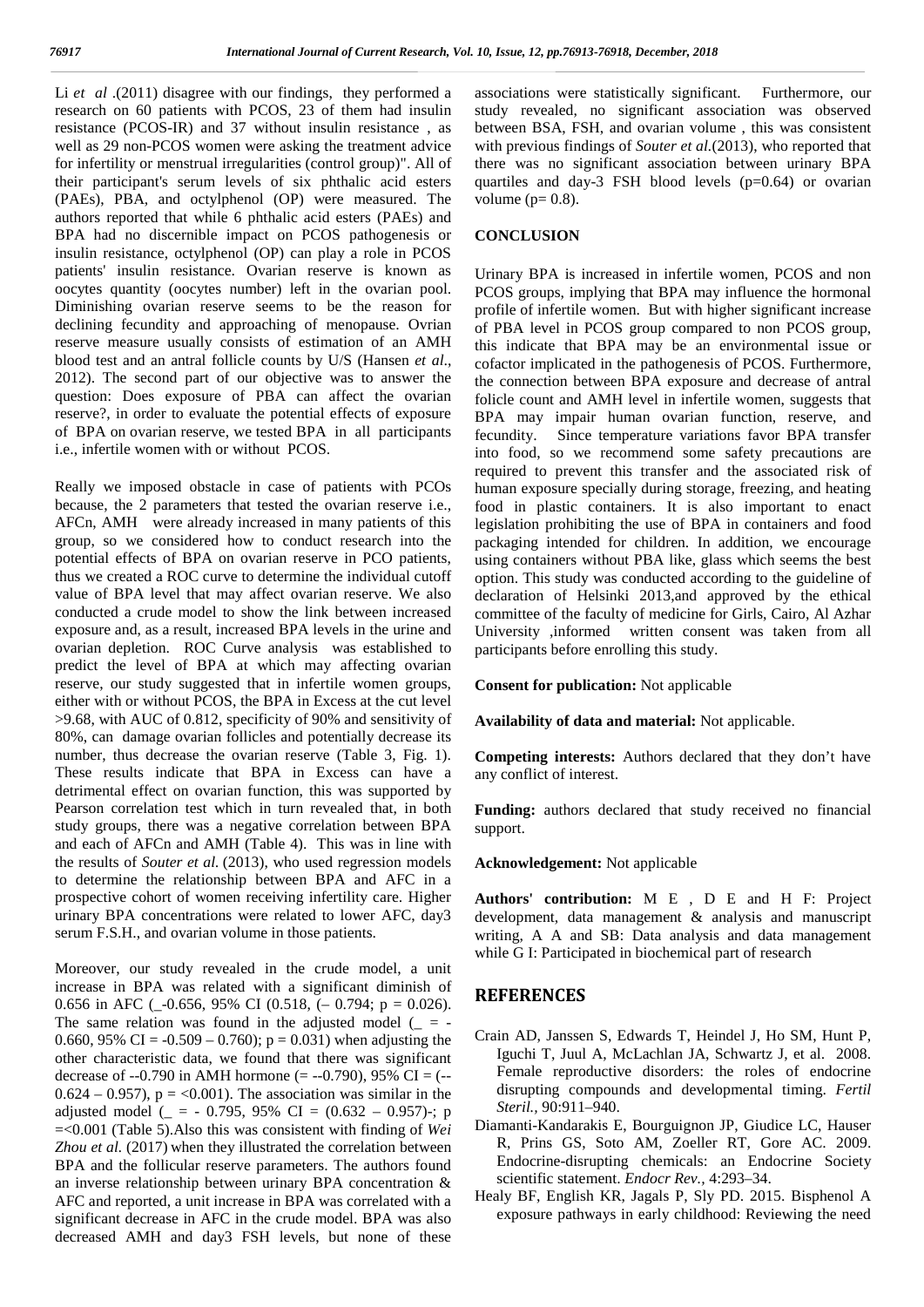Li *et al* .(2011) disagree with our findings, they performed a research on 60 patients with PCOS, 23 of them had insulin resistance (PCOS-IR) and 37 without insulin resistance , as well as 29 non-PCOS women were asking the treatment advice for infertility or menstrual irregularities (control group)". All of their participant's serum levels of six phthalic acid esters (PAEs), PBA, and octylphenol (OP) were measured. The authors reported that while 6 phthalic acid esters (PAEs) and BPA had no discernible impact on PCOS pathogenesis or insulin resistance, octylphenol (OP) can play a role in PCOS patients' insulin resistance. Ovarian reserve is known as oocytes quantity (oocytes number) left in the ovarian pool. Diminishing ovarian reserve seems to be the reason for declining fecundity and approaching of menopause. Ovrian reserve measure usually consists of estimation of an AMH blood test and an antral follicle counts by U/S (Hansen *et al*., 2012). The second part of our objective was to answer the question: Does exposure of PBA can affect the ovarian reserve?, in order to evaluate the potential effects of exposure of BPA on ovarian reserve, we tested BPA in all participants i.e., infertile women with or without PCOS.

Really we imposed obstacle in case of patients with PCOs because, the 2 parameters that tested the ovarian reserve i.e., AFCn, AMH were already increased in many patients of this group, so we considered how to conduct research into the potential effects of BPA on ovarian reserve in PCO patients, thus we created a ROC curve to determine the individual cutoff value of BPA level that may affect ovarian reserve. We also conducted a crude model to show the link between increased exposure and, as a result, increased BPA levels in the urine and ovarian depletion. ROC Curve analysis was established to predict the level of BPA at which may affecting ovarian reserve, our study suggested that in infertile women groups, either with or without PCOS, the BPA in Excess at the cut level >9.68, with AUC of 0.812, specificity of 90% and sensitivity of 80%, can damage ovarian follicles and potentially decrease its number, thus decrease the ovarian reserve (Table 3, Fig. 1). These results indicate that BPA in Excess can have a detrimental effect on ovarian function, this was supported by Pearson correlation test which in turn revealed that, in both study groups, there was a negative correlation between BPA and each of AFCn and AMH (Table 4). This was in line with the results of *Souter et al.* (2013), who used regression models to determine the relationship between BPA and AFC in a prospective cohort of women receiving infertility care. Higher urinary BPA concentrations were related to lower AFC, day3 serum F.S.H., and ovarian volume in those patients.

Moreover, our study revealed in the crude model, a unit increase in BPA was related with a significant diminish of 0.656 in AFC (_-0.656, 95% CI (0.518, (– 0.794; p = 0.026). The same relation was found in the adjusted model (_ = - 0.660, 95% CI = -0.509 – 0.760); p = 0.031) when adjusting the other characteristic data, we found that there was significant decrease of --0.790 in AMH hormone (= --0.790), 95% CI = (-- 0.624 – 0.957), p = <0.001). The association was similar in the adjusted model (_ = - 0.795, 95% CI = (0.632 – 0.957)-; p =<0.001 (Table 5).Also this was consistent with finding of *Wei Zhou et al.* (2017) when they illustrated the correlation between BPA and the follicular reserve parameters. The authors found an inverse relationship between urinary BPA concentration & AFC and reported, a unit increase in BPA was correlated with a significant decrease in AFC in the crude model. BPA was also decreased AMH and day3 FSH levels, but none of these associations were statistically significant. Furthermore, our study revealed, no significant association was observed between BSA, FSH, and ovarian volume , this was consistent with previous findings of *Souter et al.*(2013), who reported that there was no significant association between urinary BPA quartiles and day-3 FSH blood levels (p=0.64) or ovarian volume (p= 0.8).

## CONCLUSION

Urinary BPA is increased in infertile women, PCOS and non PCOS groups, implying that BPA may influence the hormonal profile of infertile women. But with higher significant increase of PBA level in PCOS group compared to non PCOS group, this indicate that BPA may be an environmental issue or cofactor implicated in the pathogenesis of PCOS. Furthermore, the connection between BPA exposure and decrease of antral folicle count and AMH level in infertile women, suggests that BPA may impair human ovarian function, reserve, and fecundity. Since temperature variations favor BPA transfer into food, so we recommend some safety precautions are required to prevent this transfer and the associated risk of human exposure specially during storage, freezing, and heating food in plastic containers. It is also important to enact legislation prohibiting the use of BPA in containers and food packaging intended for children. In addition, we encourage using containers without PBA like, glass which seems the best option. This study was conducted according to the guideline of declaration of Helsinki 2013,and approved by the ethical committee of the faculty of medicine for Girls, Cairo, Al Azhar University ,informed written consent was taken from all participants before enrolling this study.

**Consent for publication:** Not applicable

**Availability of data and material:** Not applicable.

**Competing interests:** Authors declared that they don't have any conflict of interest.

**Funding:** authors declared that study received no financial support.

**Acknowledgement:** Not applicable

**Authors' contribution:** M E , D E and H F: Project development, data management & analysis and manuscript writing, A A and SB: Data analysis and data management while G I: Participated in biochemical part of research

## REFERENCES

Crain AD, Janssen S, Edwards T, Heindel J, Ho SM, Hunt P, Iguchi T, Juul A, McLachlan JA, Schwartz J, et al. 2008. Female reproductive disorders: the roles of endocrine disrupting compounds and developmental timing. *Fertil Steril.*, 90:911–940.

Diamanti-Kandarakis E, Bourguignon JP, Giudice LC, Hauser R, Prins GS, Soto AM, Zoeller RT, Gore AC. 2009. Endocrine-disrupting chemicals: an Endocrine Society scientific statement. *Endocr Rev.*, 4:293–34.

Healy BF, English KR, Jagals P, Sly PD. 2015. Bisphenol A exposure pathways in early childhood: Reviewing the need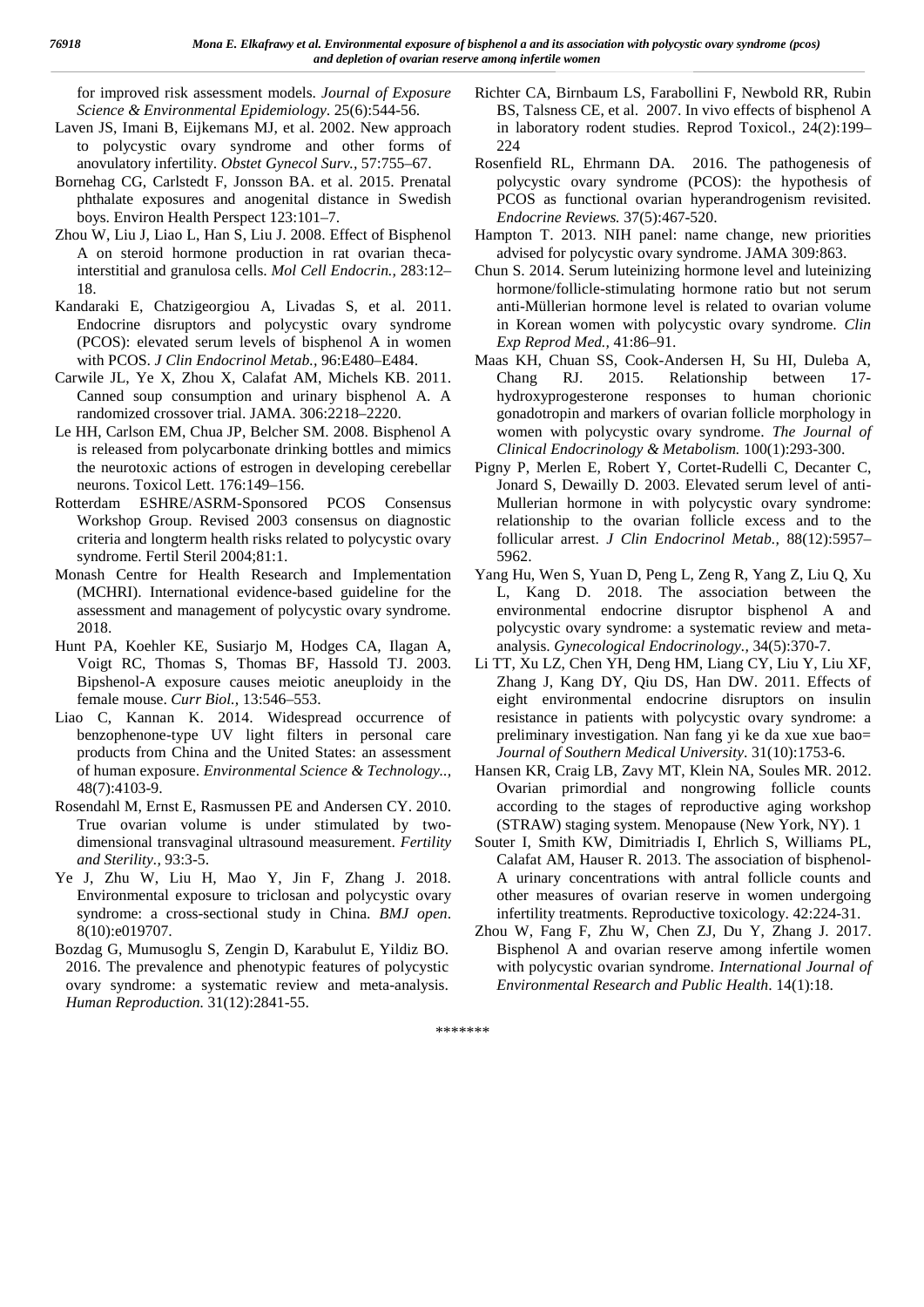for improved risk assessment models. *Journal of Exposure Science & Environmental Epidemiology*. 25(6):544-56.

Laven JS, Imani B, Eijkemans MJ, et al. 2002. New approach to polycystic ovary syndrome and other forms of anovulatory infertility. *Obstet Gynecol Surv.*, 57:755–67.

Bornehag CG, Carlstedt F, Jonsson BA. et al. 2015. Prenatal phthalate exposures and anogenital distance in Swedish boys. Environ Health Perspect 123:101–7.

Zhou W, Liu J, Liao L, Han S, Liu J. 2008. Effect of Bisphenol A on steroid hormone production in rat ovarian theca-interstitial and granulosa cells. *Mol Cell Endocrin.,* 283:12–18.

Kandaraki E, Chatzigeorgiou A, Livadas S, et al. 2011. Endocrine disruptors and polycystic ovary syndrome (PCOS): elevated serum levels of bisphenol A in women with PCOS. *J Clin Endocrinol Metab.*, 96:E480–E484.

Carwile JL, Ye X, Zhou X, Calafat AM, Michels KB. 2011. Canned soup consumption and urinary bisphenol A. A randomized crossover trial. JAMA. 306:2218–2220.

Le HH, Carlson EM, Chua JP, Belcher SM. 2008. Bisphenol A is released from polycarbonate drinking bottles and mimics the neurotoxic actions of estrogen in developing cerebellar neurons. Toxicol Lett. 176:149–156.

Rotterdam ESHRE/ASRM-Sponsored PCOS Consensus Workshop Group. Revised 2003 consensus on diagnostic criteria and longterm health risks related to polycystic ovary syndrome. Fertil Steril 2004;81:1.

Monash Centre for Health Research and Implementation (MCHRI). International evidence-based guideline for the assessment and management of polycystic ovary syndrome. 2018.

Hunt PA, Koehler KE, Susiarjo M, Hodges CA, Ilagan A, Voigt RC, Thomas S, Thomas BF, Hassold TJ. 2003. Bipshenol-A exposure causes meiotic aneuploidy in the female mouse. *Curr Biol.,* 13:546–553.

Liao C, Kannan K. 2014. Widespread occurrence of benzophenone-type UV light filters in personal care products from China and the United States: an assessment of human exposure. *Environmental Science & Technology..*, 48(7):4103-9.

Rosendahl M, Ernst E, Rasmussen PE and Andersen CY. 2010. True ovarian volume is under stimulated by two-dimensional transvaginal ultrasound measurement. *Fertility and Sterility.,* 93:3-5.

Ye J, Zhu W, Liu H, Mao Y, Jin F, Zhang J. 2018. Environmental exposure to triclosan and polycystic ovary syndrome: a cross-sectional study in China. *BMJ open*. 8(10):e019707.

Bozdag G, Mumusoglu S, Zengin D, Karabulut E, Yildiz BO. 2016. The prevalence and phenotypic features of polycystic ovary syndrome: a systematic review and meta-analysis. *Human Reproduction.* 31(12):2841-55.

Richter CA, Birnbaum LS, Farabollini F, Newbold RR, Rubin BS, Talsness CE, et al. 2007. In vivo effects of bisphenol A in laboratory rodent studies. Reprod Toxicol., 24(2):199–224

Rosenfield RL, Ehrmann DA. 2016. The pathogenesis of polycystic ovary syndrome (PCOS): the hypothesis of PCOS as functional ovarian hyperandrogenism revisited. *Endocrine Reviews.* 37(5):467-520.

Hampton T. 2013. NIH panel: name change, new priorities advised for polycystic ovary syndrome. JAMA 309:863.

Chun S. 2014. Serum luteinizing hormone level and luteinizing hormone/follicle-stimulating hormone ratio but not serum anti-Müllerian hormone level is related to ovarian volume in Korean women with polycystic ovary syndrome. *Clin Exp Reprod Med.,* 41:86–91.

Maas KH, Chuan SS, Cook-Andersen H, Su HI, Duleba A, Chang RJ. 2015. Relationship between 17-hydroxyprogesterone responses to human chorionic gonadotropin and markers of ovarian follicle morphology in women with polycystic ovary syndrome. *The Journal of Clinical Endocrinology & Metabolism.* 100(1):293-300.

Pigny P, Merlen E, Robert Y, Cortet-Rudelli C, Decanter C, Jonard S, Dewailly D. 2003. Elevated serum level of anti-Mullerian hormone in with polycystic ovary syndrome: relationship to the ovarian follicle excess and to the follicular arrest. *J Clin Endocrinol Metab.,* 88(12):5957–5962.

Yang Hu, Wen S, Yuan D, Peng L, Zeng R, Yang Z, Liu Q, Xu L, Kang D. 2018. The association between the environmental endocrine disruptor bisphenol A and polycystic ovary syndrome: a systematic review and meta-analysis. *Gynecological Endocrinology.,* 34(5):370-7.

Li TT, Xu LZ, Chen YH, Deng HM, Liang CY, Liu Y, Liu XF, Zhang J, Kang DY, Qiu DS, Han DW. 2011. Effects of eight environmental endocrine disruptors on insulin resistance in patients with polycystic ovary syndrome: a preliminary investigation. Nan fang yi ke da xue xue bao= *Journal of Southern Medical University.* 31(10):1753-6.

Hansen KR, Craig LB, Zavy MT, Klein NA, Soules MR. 2012. Ovarian primordial and nongrowing follicle counts according to the stages of reproductive aging workshop (STRAW) staging system. Menopause (New York, NY). 1

Souter I, Smith KW, Dimitriadis I, Ehrlich S, Williams PL, Calafat AM, Hauser R. 2013. The association of bisphenol-A urinary concentrations with antral follicle counts and other measures of ovarian reserve in women undergoing infertility treatments. Reproductive toxicology. 42:224-31.

Zhou W, Fang F, Zhu W, Chen ZJ, Du Y, Zhang J. 2017. Bisphenol A and ovarian reserve among infertile women with polycystic ovarian syndrome. *International Journal of Environmental Research and Public Health*. 14(1):18.

*******